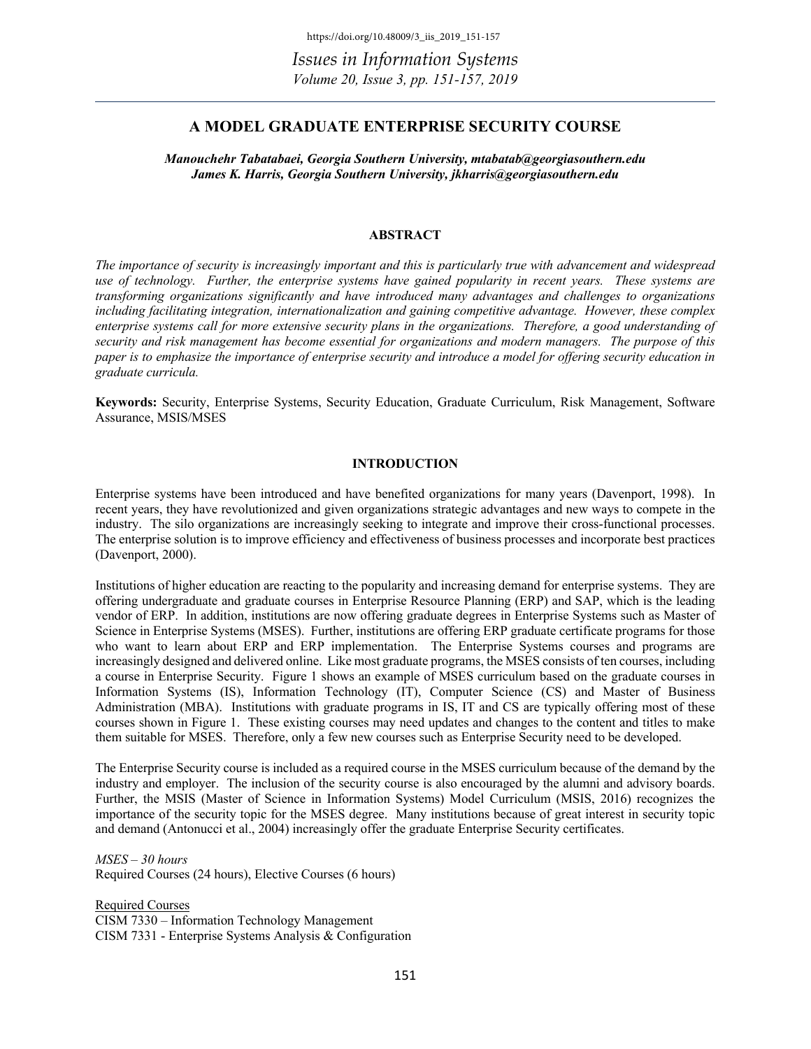# A MODEL GRADUATE ENTERPRISE SECURITY COURSE

***Manouchehr Tabatabaei, Georgia Southern University, mtabatab@georgiasouthern.edu***
***James K. Harris, Georgia Southern University, jkharris@georgiasouthern.edu***

## ABSTRACT

*The importance of security is increasingly important and this is particularly true with advancement and widespread use of technology. Further, the enterprise systems have gained popularity in recent years. These systems are transforming organizations significantly and have introduced many advantages and challenges to organizations including facilitating integration, internationalization and gaining competitive advantage. However, these complex enterprise systems call for more extensive security plans in the organizations. Therefore, a good understanding of security and risk management has become essential for organizations and modern managers. The purpose of this paper is to emphasize the importance of enterprise security and introduce a model for offering security education in graduate curricula.*

**Keywords:** Security, Enterprise Systems, Security Education, Graduate Curriculum, Risk Management, Software Assurance, MSIS/MSES

## INTRODUCTION

Enterprise systems have been introduced and have benefited organizations for many years (Davenport, 1998). In recent years, they have revolutionized and given organizations strategic advantages and new ways to compete in the industry. The silo organizations are increasingly seeking to integrate and improve their cross-functional processes. The enterprise solution is to improve efficiency and effectiveness of business processes and incorporate best practices (Davenport, 2000).

Institutions of higher education are reacting to the popularity and increasing demand for enterprise systems. They are offering undergraduate and graduate courses in Enterprise Resource Planning (ERP) and SAP, which is the leading vendor of ERP. In addition, institutions are now offering graduate degrees in Enterprise Systems such as Master of Science in Enterprise Systems (MSES). Further, institutions are offering ERP graduate certificate programs for those who want to learn about ERP and ERP implementation. The Enterprise Systems courses and programs are increasingly designed and delivered online. Like most graduate programs, the MSES consists of ten courses, including a course in Enterprise Security. Figure 1 shows an example of MSES curriculum based on the graduate courses in Information Systems (IS), Information Technology (IT), Computer Science (CS) and Master of Business Administration (MBA). Institutions with graduate programs in IS, IT and CS are typically offering most of these courses shown in Figure 1. These existing courses may need updates and changes to the content and titles to make them suitable for MSES. Therefore, only a few new courses such as Enterprise Security need to be developed.

The Enterprise Security course is included as a required course in the MSES curriculum because of the demand by the industry and employer. The inclusion of the security course is also encouraged by the alumni and advisory boards. Further, the MSIS (Master of Science in Information Systems) Model Curriculum (MSIS, 2016) recognizes the importance of the security topic for the MSES degree. Many institutions because of great interest in security topic and demand (Antonucci et al., 2004) increasingly offer the graduate Enterprise Security certificates.

*MSES – 30 hours*
Required Courses (24 hours), Elective Courses (6 hours)

<u>Required Courses</u>
CISM 7330 – Information Technology Management
CISM 7331 - Enterprise Systems Analysis & Configuration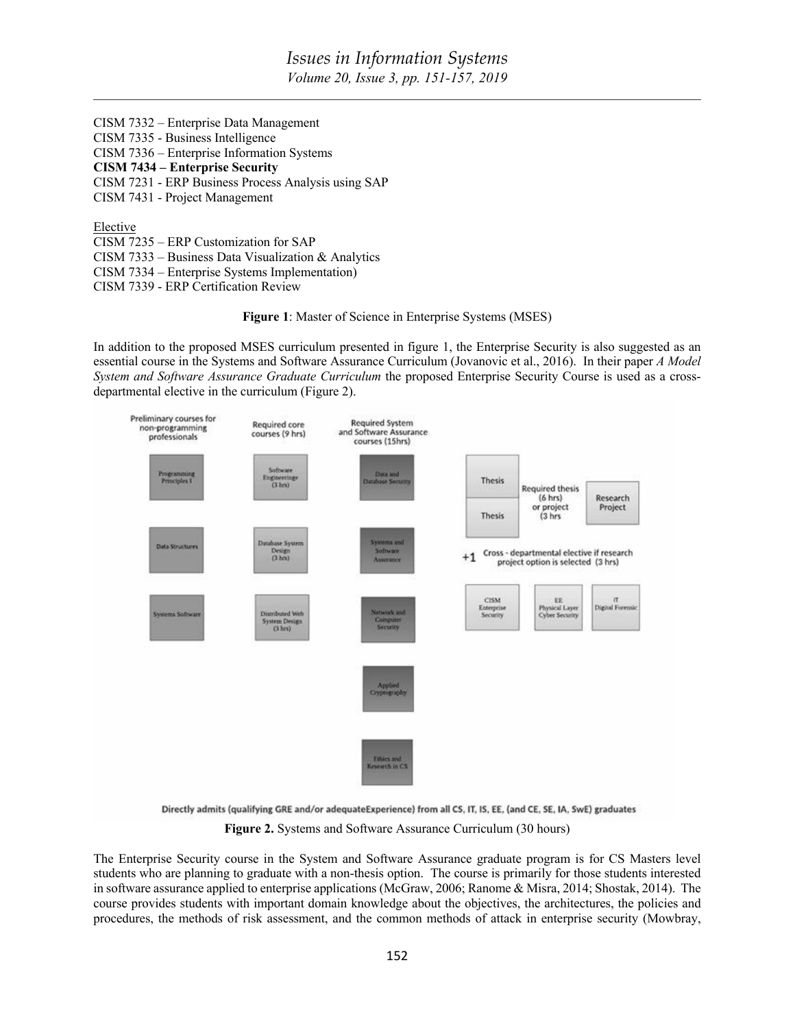CISM 7332 – Enterprise Data Management
CISM 7335 - Business Intelligence
CISM 7336 – Enterprise Information Systems
**CISM 7434 – Enterprise Security**
CISM 7231 - ERP Business Process Analysis using SAP
CISM 7431 - Project Management

Elective
CISM 7235 – ERP Customization for SAP
CISM 7333 – Business Data Visualization & Analytics
CISM 7334 – Enterprise Systems Implementation)
CISM 7339 - ERP Certification Review

**Figure 1**: Master of Science in Enterprise Systems (MSES)

In addition to the proposed MSES curriculum presented in figure 1, the Enterprise Security is also suggested as an essential course in the Systems and Software Assurance Curriculum (Jovanovic et al., 2016). In their paper *A Model System and Software Assurance Graduate Curriculum* the proposed Enterprise Security Course is used as a cross-departmental elective in the curriculum (Figure 2).

Preliminary courses for non-programming professionals
Programming Principles I
Data Structures
Systems Software

Required core courses (9 hrs)
Software Engineering (3 hrs)
Database System Design (3 hrs)
Distributed Web System Design (3 hrs)

Required System and Software Assurance courses (15hrs)
Data and Database Security
Systems and Software Assurance
Network and Computer Security
Applied Cryptography
Ethics and Research in CS

Thesis
Thesis
Required thesis (6 hrs) or project (3 hrs
Research Project

+1 Cross - departmental elective if research project option is selected (3 hrs)

CISM Enterprise Security
EE Physical Layer Cyber Security
IT Digital Forensic

Directly admits (qualifying GRE and/or adequateExperience) from all CS, IT, IS, EE, (and CE, SE, IA, SwE) graduates

**Figure 2.** Systems and Software Assurance Curriculum (30 hours)

The Enterprise Security course in the System and Software Assurance graduate program is for CS Masters level students who are planning to graduate with a non-thesis option. The course is primarily for those students interested in software assurance applied to enterprise applications (McGraw, 2006; Ranome & Misra, 2014; Shostak, 2014). The course provides students with important domain knowledge about the objectives, the architectures, the policies and procedures, the methods of risk assessment, and the common methods of attack in enterprise security (Mowbray,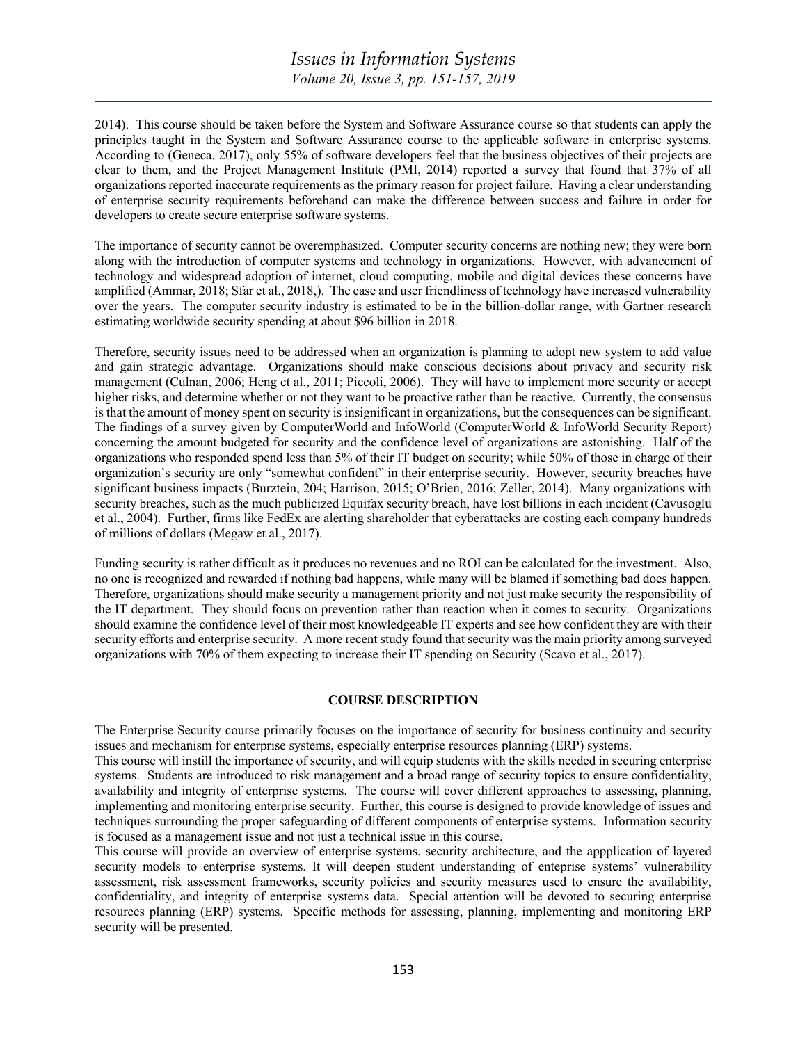2014). This course should be taken before the System and Software Assurance course so that students can apply the principles taught in the System and Software Assurance course to the applicable software in enterprise systems. According to (Geneca, 2017), only 55% of software developers feel that the business objectives of their projects are clear to them, and the Project Management Institute (PMI, 2014) reported a survey that found that 37% of all organizations reported inaccurate requirements as the primary reason for project failure. Having a clear understanding of enterprise security requirements beforehand can make the difference between success and failure in order for developers to create secure enterprise software systems.

The importance of security cannot be overemphasized. Computer security concerns are nothing new; they were born along with the introduction of computer systems and technology in organizations. However, with advancement of technology and widespread adoption of internet, cloud computing, mobile and digital devices these concerns have amplified (Ammar, 2018; Sfar et al., 2018,). The ease and user friendliness of technology have increased vulnerability over the years. The computer security industry is estimated to be in the billion-dollar range, with Gartner research estimating worldwide security spending at about $96 billion in 2018.

Therefore, security issues need to be addressed when an organization is planning to adopt new system to add value and gain strategic advantage. Organizations should make conscious decisions about privacy and security risk management (Culnan, 2006; Heng et al., 2011; Piccoli, 2006). They will have to implement more security or accept higher risks, and determine whether or not they want to be proactive rather than be reactive. Currently, the consensus is that the amount of money spent on security is insignificant in organizations, but the consequences can be significant. The findings of a survey given by ComputerWorld and InfoWorld (ComputerWorld & InfoWorld Security Report) concerning the amount budgeted for security and the confidence level of organizations are astonishing. Half of the organizations who responded spend less than 5% of their IT budget on security; while 50% of those in charge of their organization's security are only "somewhat confident" in their enterprise security. However, security breaches have significant business impacts (Burztein, 204; Harrison, 2015; O'Brien, 2016; Zeller, 2014). Many organizations with security breaches, such as the much publicized Equifax security breach, have lost billions in each incident (Cavusoglu et al., 2004). Further, firms like FedEx are alerting shareholder that cyberattacks are costing each company hundreds of millions of dollars (Megaw et al., 2017).

Funding security is rather difficult as it produces no revenues and no ROI can be calculated for the investment. Also, no one is recognized and rewarded if nothing bad happens, while many will be blamed if something bad does happen. Therefore, organizations should make security a management priority and not just make security the responsibility of the IT department. They should focus on prevention rather than reaction when it comes to security. Organizations should examine the confidence level of their most knowledgeable IT experts and see how confident they are with their security efforts and enterprise security. A more recent study found that security was the main priority among surveyed organizations with 70% of them expecting to increase their IT spending on Security (Scavo et al., 2017).

## COURSE DESCRIPTION

The Enterprise Security course primarily focuses on the importance of security for business continuity and security issues and mechanism for enterprise systems, especially enterprise resources planning (ERP) systems.

This course will instill the importance of security, and will equip students with the skills needed in securing enterprise systems. Students are introduced to risk management and a broad range of security topics to ensure confidentiality, availability and integrity of enterprise systems. The course will cover different approaches to assessing, planning, implementing and monitoring enterprise security. Further, this course is designed to provide knowledge of issues and techniques surrounding the proper safeguarding of different components of enterprise systems. Information security is focused as a management issue and not just a technical issue in this course.

This course will provide an overview of enterprise systems, security architecture, and the appplication of layered security models to enterprise systems. It will deepen student understanding of enteprise systems' vulnerability assessment, risk assessment frameworks, security policies and security measures used to ensure the availability, confidentiality, and integrity of enterprise systems data. Special attention will be devoted to securing enterprise resources planning (ERP) systems. Specific methods for assessing, planning, implementing and monitoring ERP security will be presented.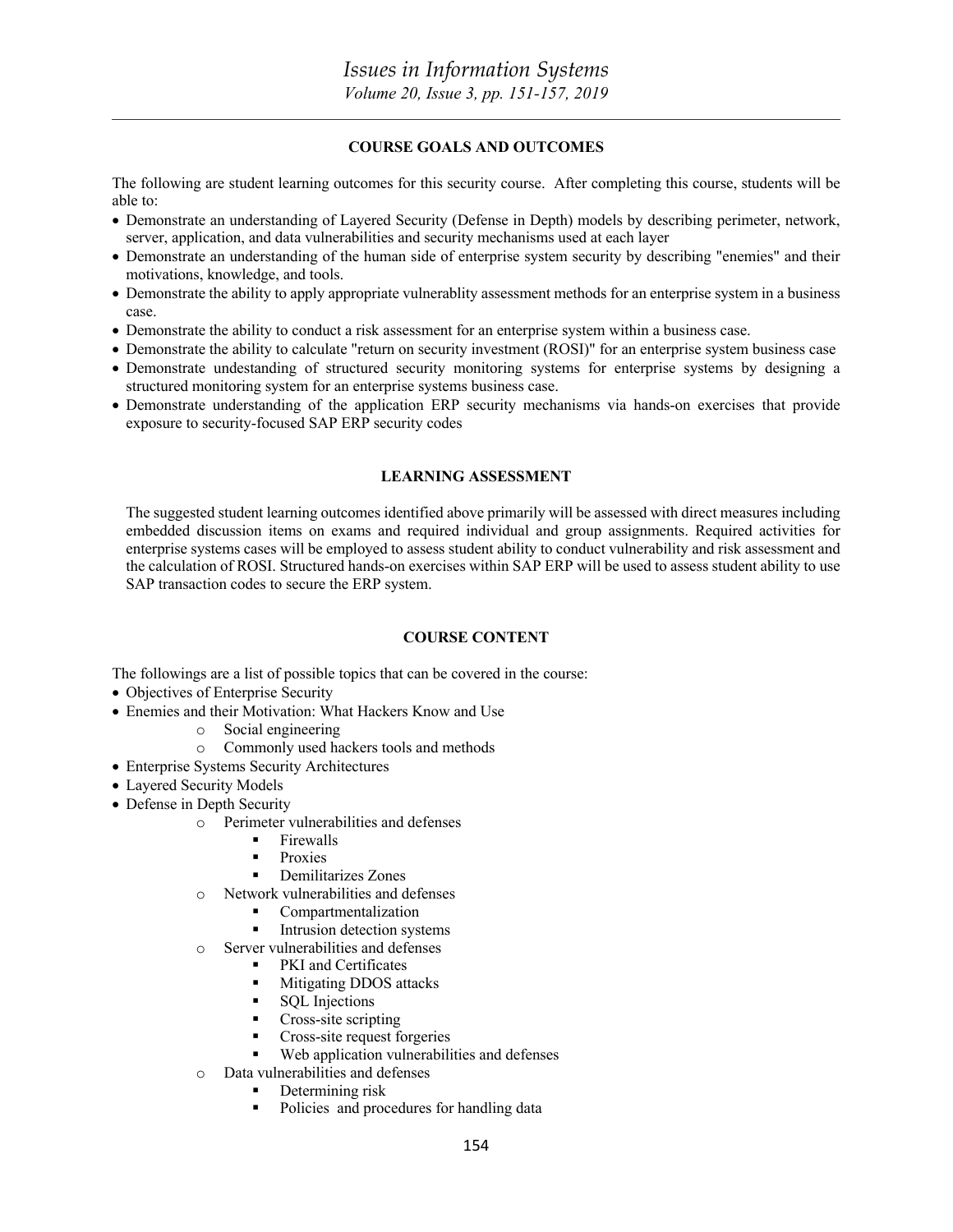## COURSE GOALS AND OUTCOMES

The following are student learning outcomes for this security course. After completing this course, students will be able to:

- Demonstrate an understanding of Layered Security (Defense in Depth) models by describing perimeter, network, server, application, and data vulnerabilities and security mechanisms used at each layer
- Demonstrate an understanding of the human side of enterprise system security by describing "enemies" and their motivations, knowledge, and tools.
- Demonstrate the ability to apply appropriate vulnerablity assessment methods for an enterprise system in a business case.
- Demonstrate the ability to conduct a risk assessment for an enterprise system within a business case.
- Demonstrate the ability to calculate "return on security investment (ROSI)" for an enterprise system business case
- Demonstrate undestanding of structured security monitoring systems for enterprise systems by designing a structured monitoring system for an enterprise systems business case.
- Demonstrate understanding of the application ERP security mechanisms via hands-on exercises that provide exposure to security-focused SAP ERP security codes

## LEARNING ASSESSMENT

The suggested student learning outcomes identified above primarily will be assessed with direct measures including embedded discussion items on exams and required individual and group assignments. Required activities for enterprise systems cases will be employed to assess student ability to conduct vulnerability and risk assessment and the calculation of ROSI. Structured hands-on exercises within SAP ERP will be used to assess student ability to use SAP transaction codes to secure the ERP system.

## COURSE CONTENT

The followings are a list of possible topics that can be covered in the course:

- Objectives of Enterprise Security
- Enemies and their Motivation: What Hackers Know and Use
  - Social engineering
  - Commonly used hackers tools and methods
- Enterprise Systems Security Architectures
- Layered Security Models
- Defense in Depth Security
  - Perimeter vulnerabilities and defenses
    - Firewalls
    - Proxies
    - Demilitarizes Zones
  - Network vulnerabilities and defenses
    - Compartmentalization
    - Intrusion detection systems
  - Server vulnerabilities and defenses
    - PKI and Certificates
    - Mitigating DDOS attacks
    - SQL Injections
    - Cross-site scripting
    - Cross-site request forgeries
    - Web application vulnerabilities and defenses
  - Data vulnerabilities and defenses
    - Determining risk
    - Policies and procedures for handling data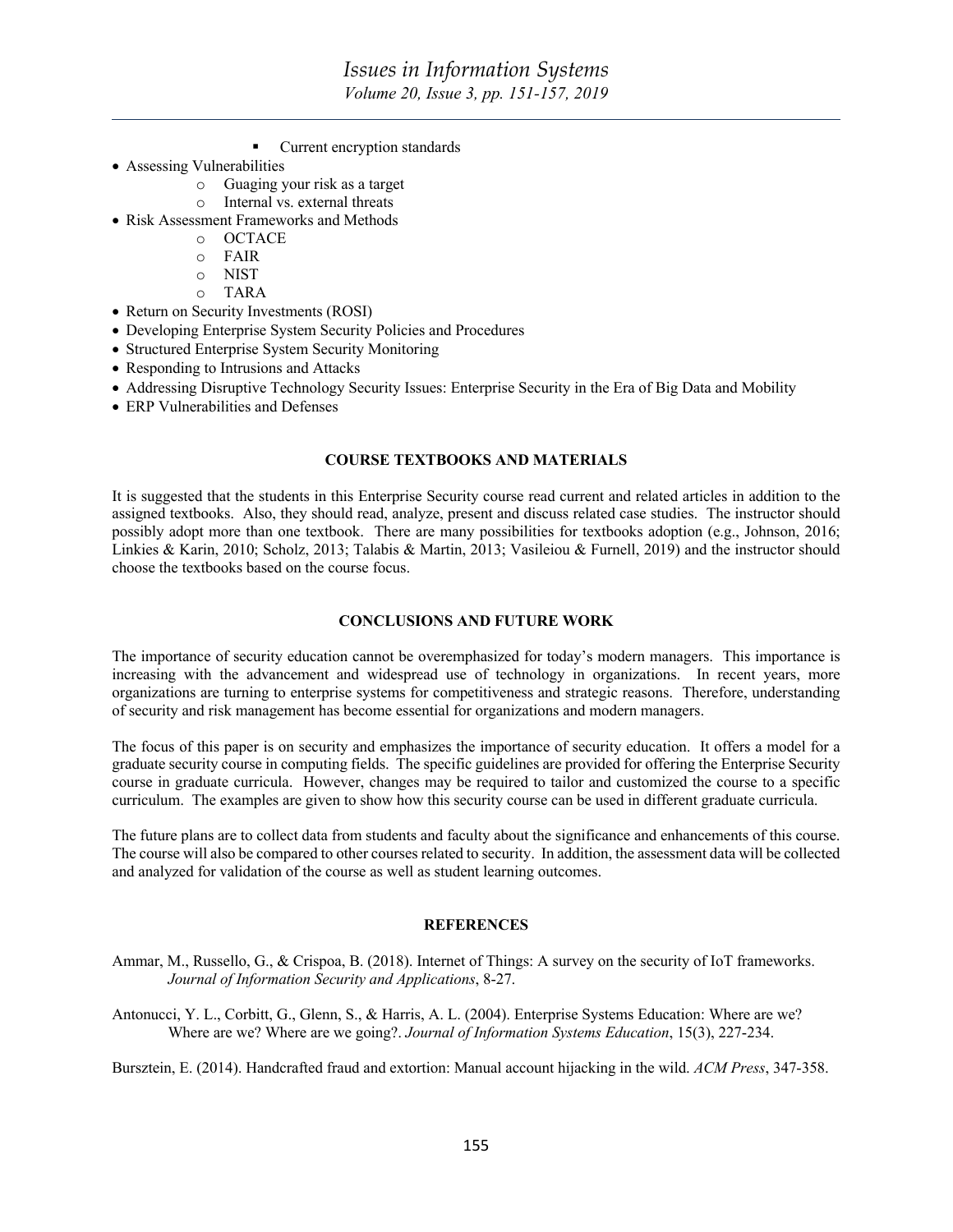- Current encryption standards
- Assessing Vulnerabilities
    - Guaging your risk as a target
    - Internal vs. external threats
- Risk Assessment Frameworks and Methods
    - OCTACE
    - FAIR
    - NIST
    - TARA
- Return on Security Investments (ROSI)
- Developing Enterprise System Security Policies and Procedures
- Structured Enterprise System Security Monitoring
- Responding to Intrusions and Attacks
- Addressing Disruptive Technology Security Issues: Enterprise Security in the Era of Big Data and Mobility
- ERP Vulnerabilities and Defenses

## COURSE TEXTBOOKS AND MATERIALS

It is suggested that the students in this Enterprise Security course read current and related articles in addition to the assigned textbooks. Also, they should read, analyze, present and discuss related case studies. The instructor should possibly adopt more than one textbook. There are many possibilities for textbooks adoption (e.g., Johnson, 2016; Linkies & Karin, 2010; Scholz, 2013; Talabis & Martin, 2013; Vasileiou & Furnell, 2019) and the instructor should choose the textbooks based on the course focus.

## CONCLUSIONS AND FUTURE WORK

The importance of security education cannot be overemphasized for today's modern managers. This importance is increasing with the advancement and widespread use of technology in organizations. In recent years, more organizations are turning to enterprise systems for competitiveness and strategic reasons. Therefore, understanding of security and risk management has become essential for organizations and modern managers.

The focus of this paper is on security and emphasizes the importance of security education. It offers a model for a graduate security course in computing fields. The specific guidelines are provided for offering the Enterprise Security course in graduate curricula. However, changes may be required to tailor and customized the course to a specific curriculum. The examples are given to show how this security course can be used in different graduate curricula.

The future plans are to collect data from students and faculty about the significance and enhancements of this course. The course will also be compared to other courses related to security. In addition, the assessment data will be collected and analyzed for validation of the course as well as student learning outcomes.

## REFERENCES

Ammar, M., Russello, G., & Crispoa, B. (2018). Internet of Things: A survey on the security of IoT frameworks. *Journal of Information Security and Applications*, 8-27.

Antonucci, Y. L., Corbitt, G., Glenn, S., & Harris, A. L. (2004). Enterprise Systems Education: Where are we? Where are we? Where are we going?. *Journal of Information Systems Education*, 15(3), 227-234.

Bursztein, E. (2014). Handcrafted fraud and extortion: Manual account hijacking in the wild. *ACM Press*, 347-358.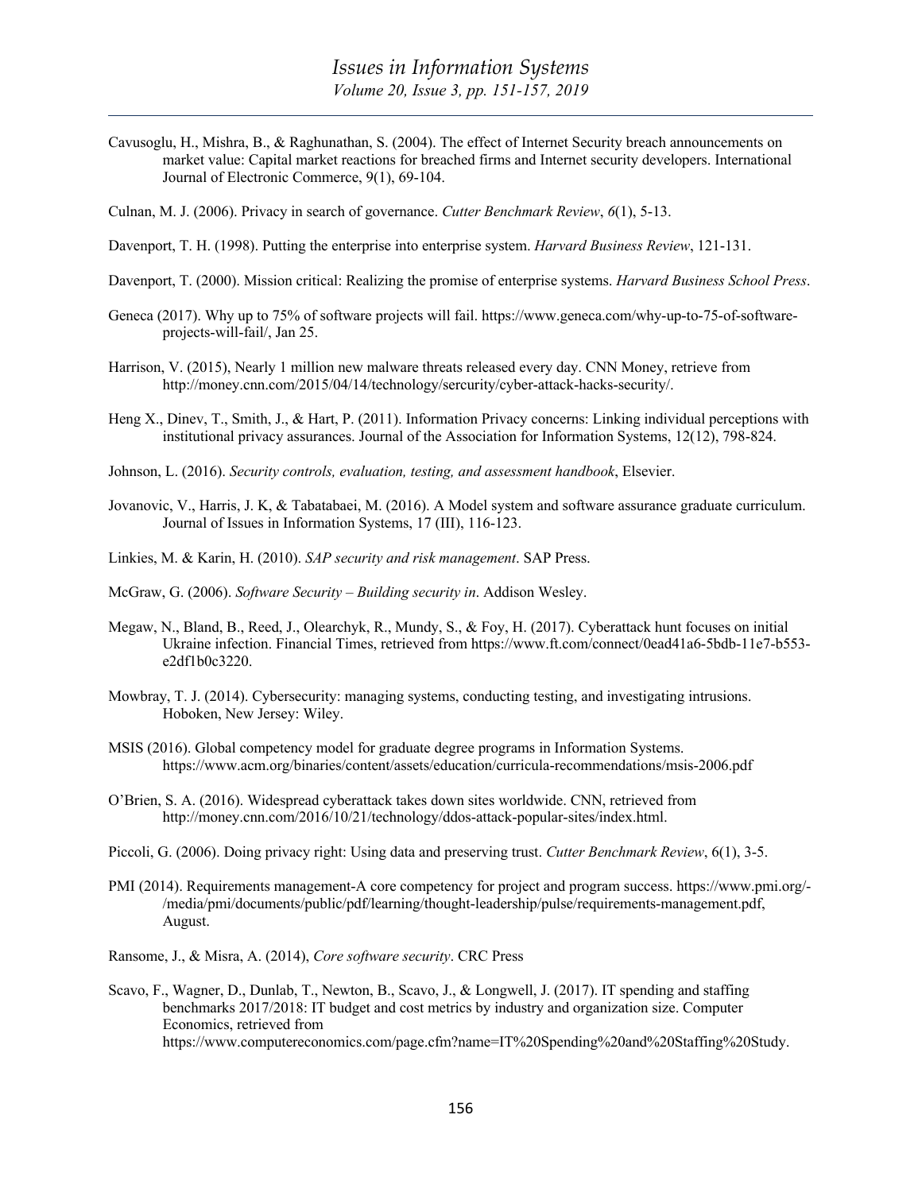Cavusoglu, H., Mishra, B., & Raghunathan, S. (2004). The effect of Internet Security breach announcements on market value: Capital market reactions for breached firms and Internet security developers. International Journal of Electronic Commerce, 9(1), 69-104.

Culnan, M. J. (2006). Privacy in search of governance. *Cutter Benchmark Review*, *6*(1), 5-13.

Davenport, T. H. (1998). Putting the enterprise into enterprise system. *Harvard Business Review*, 121-131.

Davenport, T. (2000). Mission critical: Realizing the promise of enterprise systems. *Harvard Business School Press*.

Geneca (2017). Why up to 75% of software projects will fail. https://www.geneca.com/why-up-to-75-of-software-projects-will-fail/, Jan 25.

Harrison, V. (2015), Nearly 1 million new malware threats released every day. CNN Money, retrieve from http://money.cnn.com/2015/04/14/technology/sercurity/cyber-attack-hacks-security/.

Heng X., Dinev, T., Smith, J., & Hart, P. (2011). Information Privacy concerns: Linking individual perceptions with institutional privacy assurances. Journal of the Association for Information Systems, 12(12), 798-824.

Johnson, L. (2016). *Security controls, evaluation, testing, and assessment handbook*, Elsevier.

Jovanovic, V., Harris, J. K, & Tabatabaei, M. (2016). A Model system and software assurance graduate curriculum. Journal of Issues in Information Systems, 17 (III), 116-123.

Linkies, M. & Karin, H. (2010). *SAP security and risk management*. SAP Press.

McGraw, G. (2006). *Software Security – Building security in*. Addison Wesley.

Megaw, N., Bland, B., Reed, J., Olearchyk, R., Mundy, S., & Foy, H. (2017). Cyberattack hunt focuses on initial Ukraine infection. Financial Times, retrieved from https://www.ft.com/connect/0ead41a6-5bdb-11e7-b553-e2df1b0c3220.

Mowbray, T. J. (2014). Cybersecurity: managing systems, conducting testing, and investigating intrusions. Hoboken, New Jersey: Wiley.

MSIS (2016). Global competency model for graduate degree programs in Information Systems. https://www.acm.org/binaries/content/assets/education/curricula-recommendations/msis-2006.pdf

O'Brien, S. A. (2016). Widespread cyberattack takes down sites worldwide. CNN, retrieved from http://money.cnn.com/2016/10/21/technology/ddos-attack-popular-sites/index.html.

Piccoli, G. (2006). Doing privacy right: Using data and preserving trust. *Cutter Benchmark Review*, 6(1), 3-5.

PMI (2014). Requirements management-A core competency for project and program success. https://www.pmi.org/-/media/pmi/documents/public/pdf/learning/thought-leadership/pulse/requirements-management.pdf, August.

Ransome, J., & Misra, A. (2014), *Core software security*. CRC Press

Scavo, F., Wagner, D., Dunlab, T., Newton, B., Scavo, J., & Longwell, J. (2017). IT spending and staffing benchmarks 2017/2018: IT budget and cost metrics by industry and organization size. Computer Economics, retrieved from https://www.computereconomics.com/page.cfm?name=IT%20Spending%20and%20Staffing%20Study.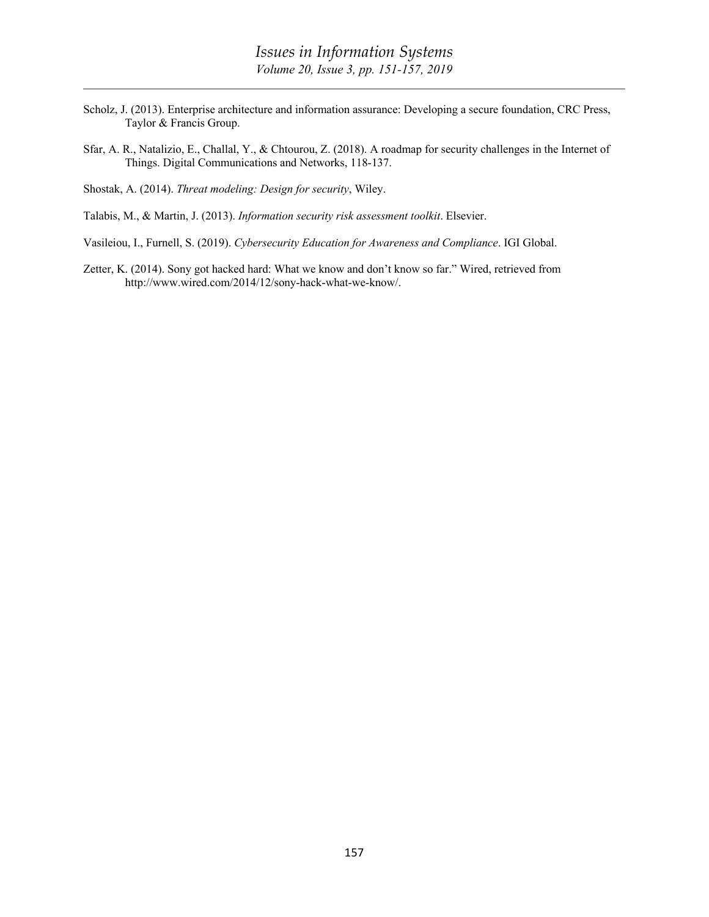Scholz, J. (2013). Enterprise architecture and information assurance: Developing a secure foundation, CRC Press, Taylor & Francis Group.

Sfar, A. R., Natalizio, E., Challal, Y., & Chtourou, Z. (2018). A roadmap for security challenges in the Internet of Things. Digital Communications and Networks, 118-137.

Shostak, A. (2014). *Threat modeling: Design for security*, Wiley.

Talabis, M., & Martin, J. (2013). *Information security risk assessment toolkit*. Elsevier.

Vasileiou, I., Furnell, S. (2019). *Cybersecurity Education for Awareness and Compliance*. IGI Global.

Zetter, K. (2014). Sony got hacked hard: What we know and don't know so far." Wired, retrieved from http://www.wired.com/2014/12/sony-hack-what-we-know/.